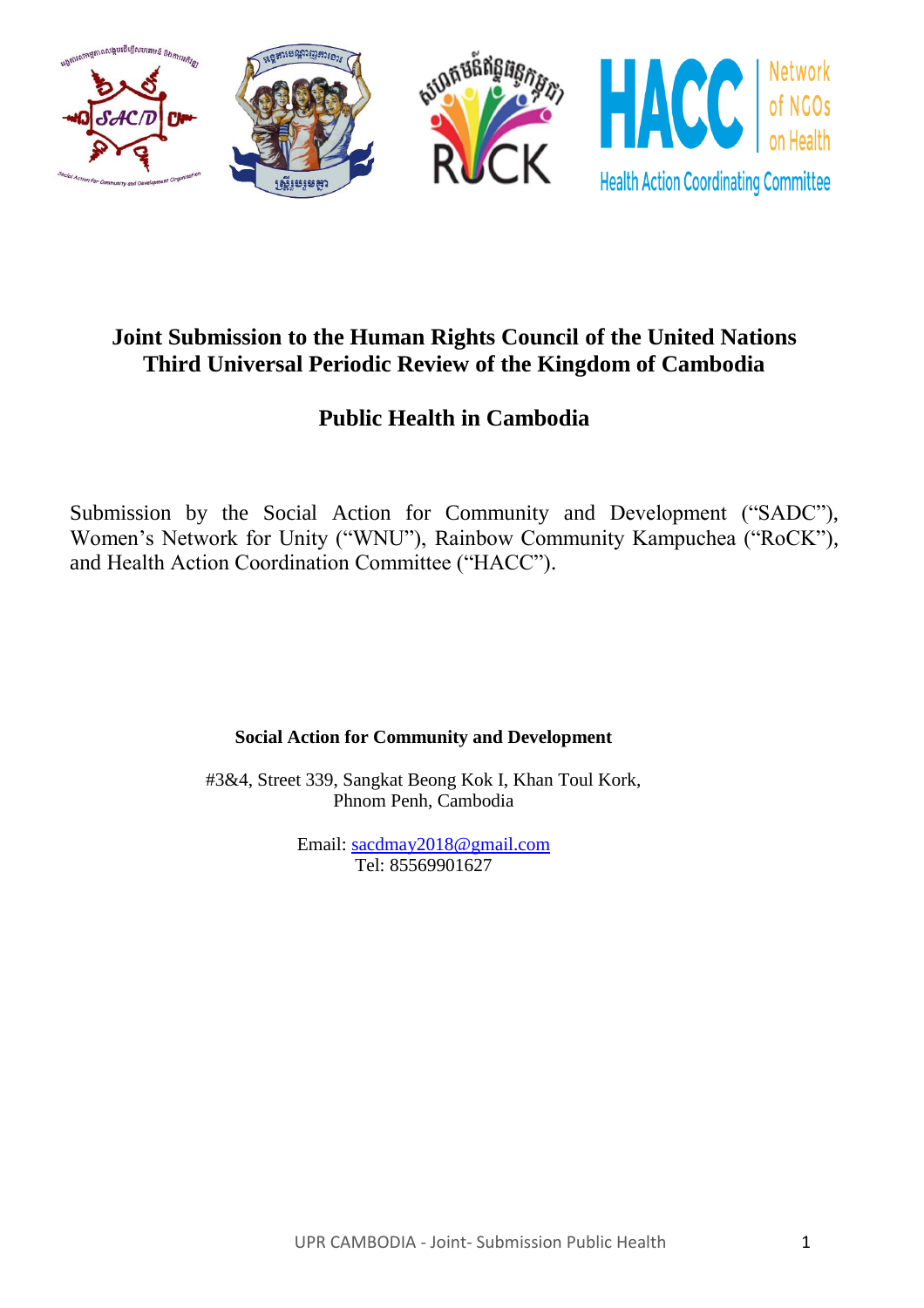# Joint Submission to the Human Rights Council of the United Nations
# Third Universal Periodic Review of the Kingdom of Cambodia

## Public Health in Cambodia

Submission by the Social Action for Community and Development ("SADC"), Women's Network for Unity ("WNU"), Rainbow Community Kampuchea ("RoCK"), and Health Action Coordination Committee ("HACC").

**Social Action for Community and Development**

#3&4, Street 339, Sangkat Beong Kok I, Khan Toul Kork,
Phnom Penh, Cambodia

Email: sacdmay2018@gmail.com
Tel: 85569901627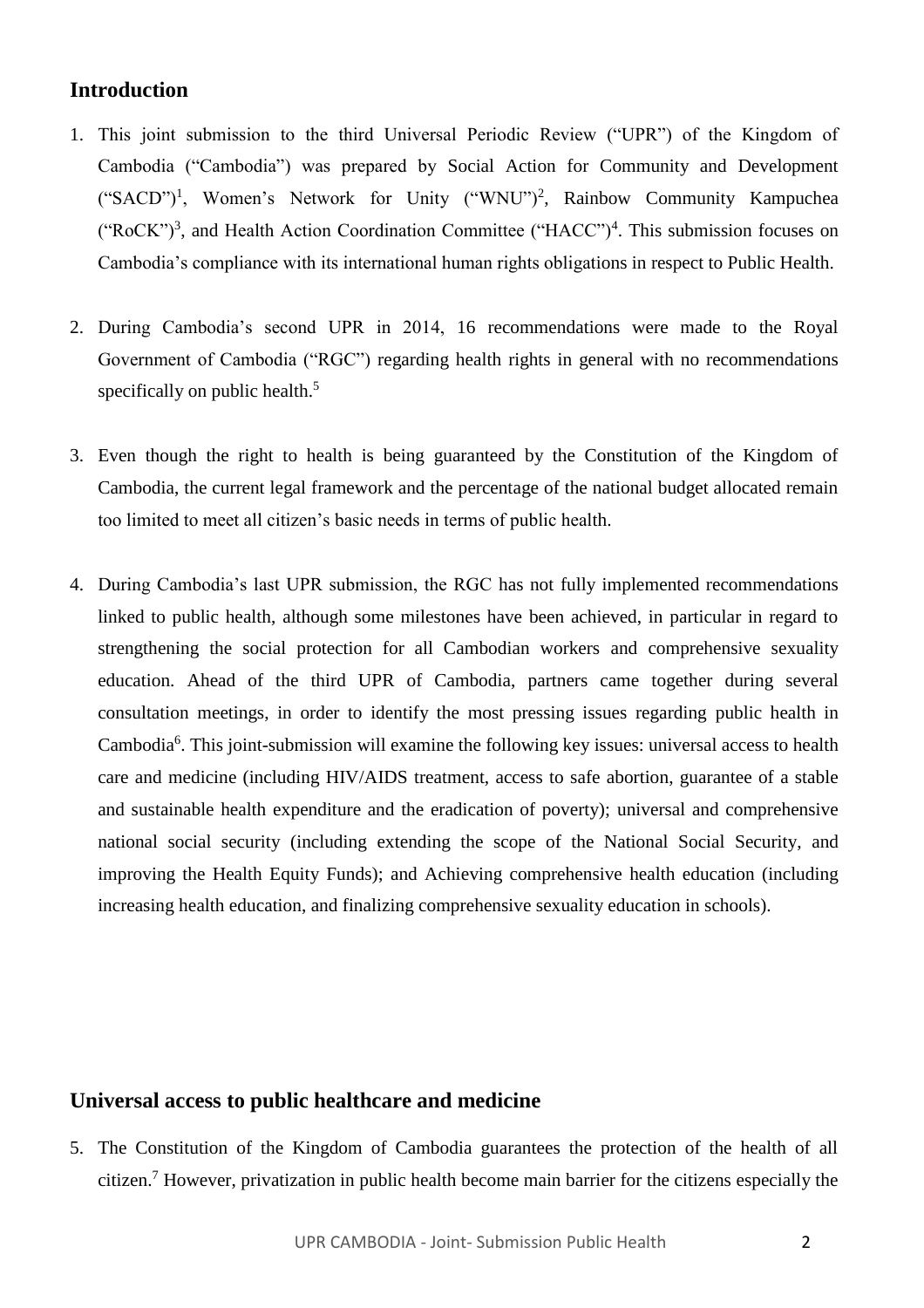## Introduction

1. This joint submission to the third Universal Periodic Review ("UPR") of the Kingdom of Cambodia ("Cambodia") was prepared by Social Action for Community and Development ("SACD")[1], Women's Network for Unity ("WNU")[2], Rainbow Community Kampuchea ("RoCK")[3], and Health Action Coordination Committee ("HACC")[4]. This submission focuses on Cambodia's compliance with its international human rights obligations in respect to Public Health.

2. During Cambodia's second UPR in 2014, 16 recommendations were made to the Royal Government of Cambodia ("RGC") regarding health rights in general with no recommendations specifically on public health.[5]

3. Even though the right to health is being guaranteed by the Constitution of the Kingdom of Cambodia, the current legal framework and the percentage of the national budget allocated remain too limited to meet all citizen's basic needs in terms of public health.

4. During Cambodia's last UPR submission, the RGC has not fully implemented recommendations linked to public health, although some milestones have been achieved, in particular in regard to strengthening the social protection for all Cambodian workers and comprehensive sexuality education. Ahead of the third UPR of Cambodia, partners came together during several consultation meetings, in order to identify the most pressing issues regarding public health in Cambodia[6]. This joint-submission will examine the following key issues: universal access to health care and medicine (including HIV/AIDS treatment, access to safe abortion, guarantee of a stable and sustainable health expenditure and the eradication of poverty); universal and comprehensive national social security (including extending the scope of the National Social Security, and improving the Health Equity Funds); and Achieving comprehensive health education (including increasing health education, and finalizing comprehensive sexuality education in schools).

## Universal access to public healthcare and medicine

5. The Constitution of the Kingdom of Cambodia guarantees the protection of the health of all citizen.[7] However, privatization in public health become main barrier for the citizens especially the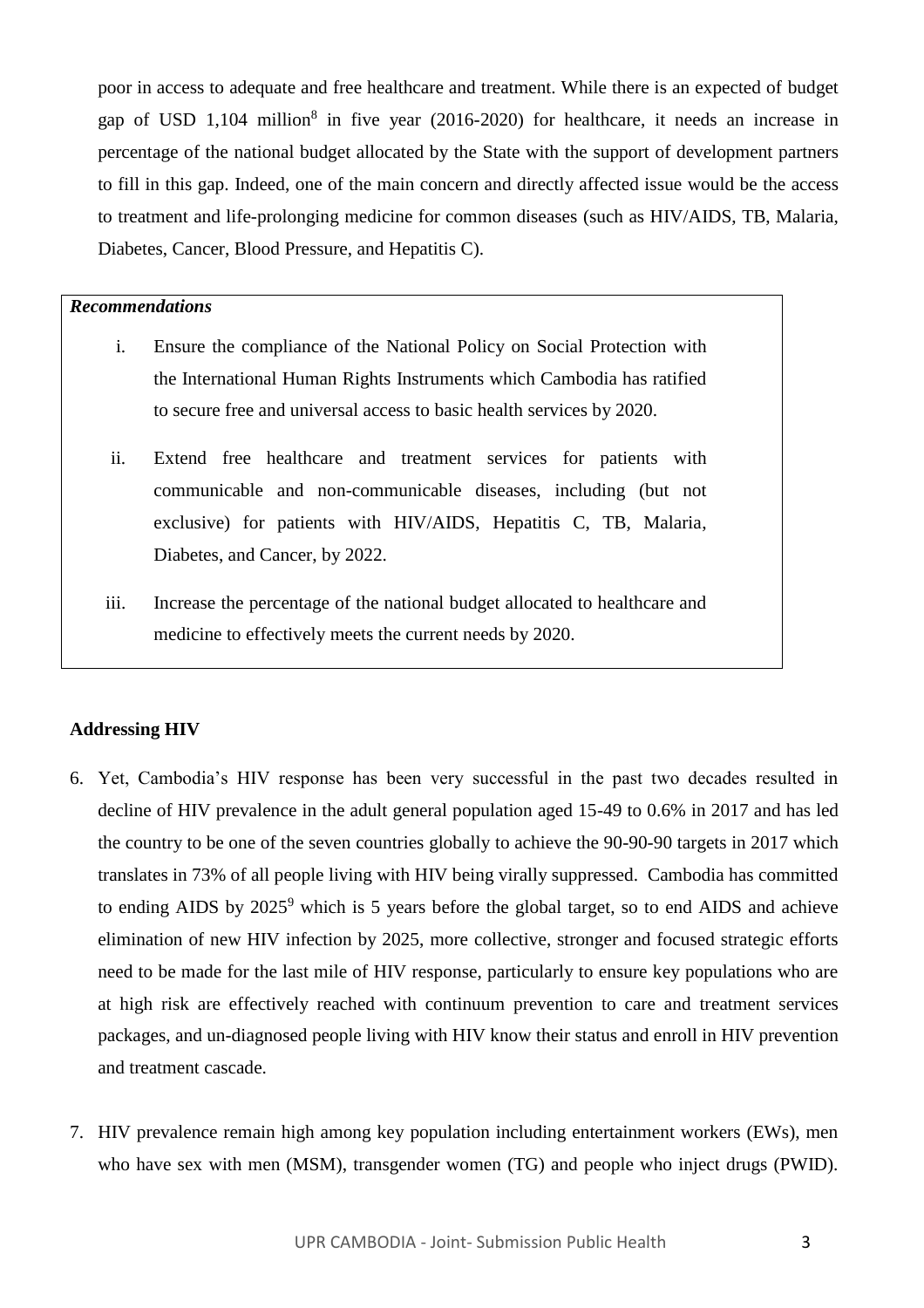poor in access to adequate and free healthcare and treatment. While there is an expected of budget gap of USD 1,104 million[8] in five year (2016-2020) for healthcare, it needs an increase in percentage of the national budget allocated by the State with the support of development partners to fill in this gap. Indeed, one of the main concern and directly affected issue would be the access to treatment and life-prolonging medicine for common diseases (such as HIV/AIDS, TB, Malaria, Diabetes, Cancer, Blood Pressure, and Hepatitis C).

***Recommendations***

i. Ensure the compliance of the National Policy on Social Protection with the International Human Rights Instruments which Cambodia has ratified to secure free and universal access to basic health services by 2020.

ii. Extend free healthcare and treatment services for patients with communicable and non-communicable diseases, including (but not exclusive) for patients with HIV/AIDS, Hepatitis C, TB, Malaria, Diabetes, and Cancer, by 2022.

iii. Increase the percentage of the national budget allocated to healthcare and medicine to effectively meets the current needs by 2020.

**Addressing HIV**

6. Yet, Cambodia's HIV response has been very successful in the past two decades resulted in decline of HIV prevalence in the adult general population aged 15-49 to 0.6% in 2017 and has led the country to be one of the seven countries globally to achieve the 90-90-90 targets in 2017 which translates in 73% of all people living with HIV being virally suppressed. Cambodia has committed to ending AIDS by 2025[9] which is 5 years before the global target, so to end AIDS and achieve elimination of new HIV infection by 2025, more collective, stronger and focused strategic efforts need to be made for the last mile of HIV response, particularly to ensure key populations who are at high risk are effectively reached with continuum prevention to care and treatment services packages, and un-diagnosed people living with HIV know their status and enroll in HIV prevention and treatment cascade.

7. HIV prevalence remain high among key population including entertainment workers (EWs), men who have sex with men (MSM), transgender women (TG) and people who inject drugs (PWID).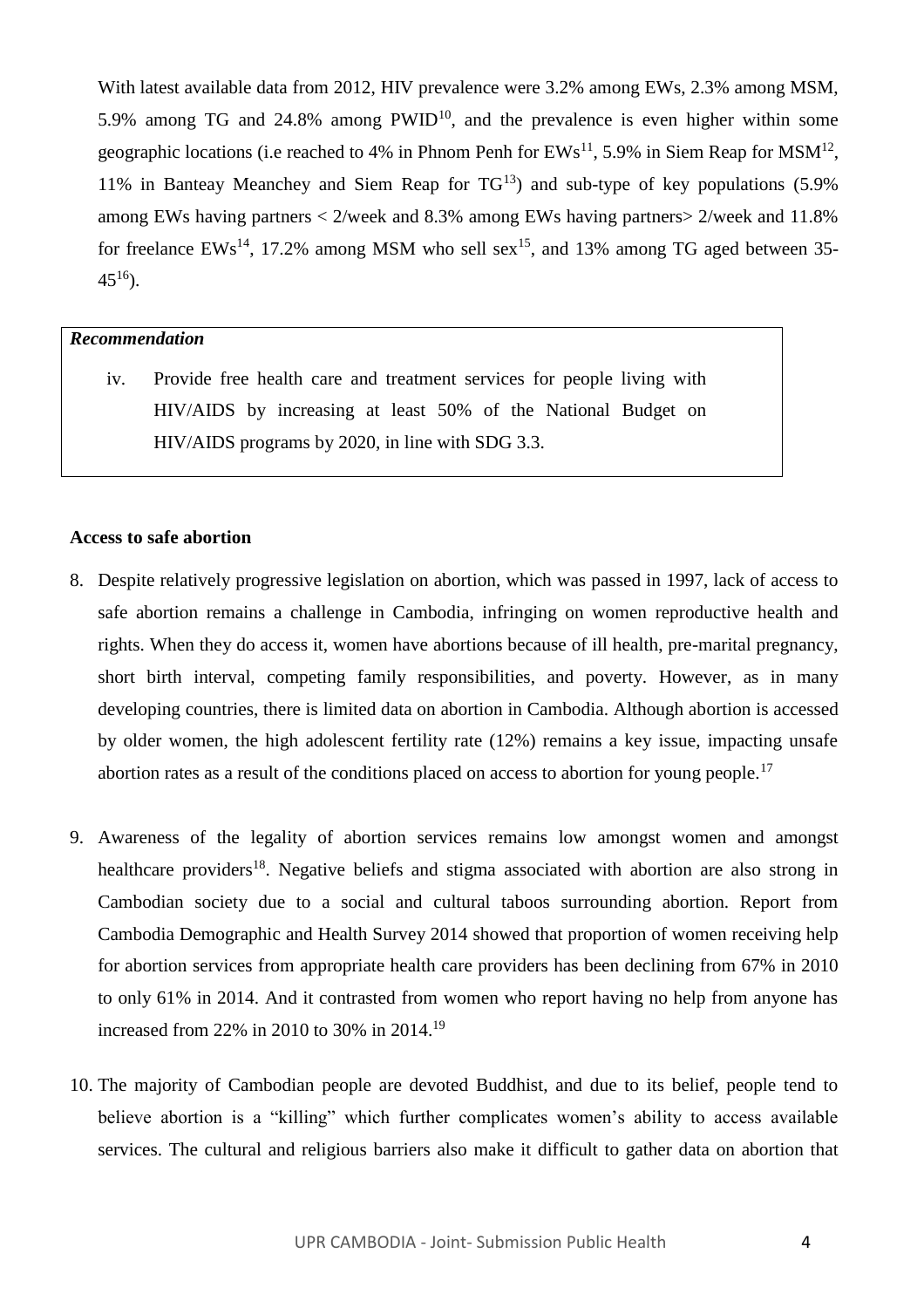With latest available data from 2012, HIV prevalence were 3.2% among EWs, 2.3% among MSM, 5.9% among TG and 24.8% among PWID[10], and the prevalence is even higher within some geographic locations (i.e reached to 4% in Phnom Penh for EWs[11], 5.9% in Siem Reap for MSM[12], 11% in Banteay Meanchey and Siem Reap for TG[13]) and sub-type of key populations (5.9% among EWs having partners < 2/week and 8.3% among EWs having partners> 2/week and 11.8% for freelance EWs[14], 17.2% among MSM who sell sex[15], and 13% among TG aged between 35-45[16]).

> ***Recommendation***
>
> iv. Provide free health care and treatment services for people living with HIV/AIDS by increasing at least 50% of the National Budget on HIV/AIDS programs by 2020, in line with SDG 3.3.

**Access to safe abortion**

8. Despite relatively progressive legislation on abortion, which was passed in 1997, lack of access to safe abortion remains a challenge in Cambodia, infringing on women reproductive health and rights. When they do access it, women have abortions because of ill health, pre-marital pregnancy, short birth interval, competing family responsibilities, and poverty. However, as in many developing countries, there is limited data on abortion in Cambodia. Although abortion is accessed by older women, the high adolescent fertility rate (12%) remains a key issue, impacting unsafe abortion rates as a result of the conditions placed on access to abortion for young people.[17]

9. Awareness of the legality of abortion services remains low amongst women and amongst healthcare providers[18]. Negative beliefs and stigma associated with abortion are also strong in Cambodian society due to a social and cultural taboos surrounding abortion. Report from Cambodia Demographic and Health Survey 2014 showed that proportion of women receiving help for abortion services from appropriate health care providers has been declining from 67% in 2010 to only 61% in 2014. And it contrasted from women who report having no help from anyone has increased from 22% in 2010 to 30% in 2014.[19]

10. The majority of Cambodian people are devoted Buddhist, and due to its belief, people tend to believe abortion is a "killing" which further complicates women's ability to access available services. The cultural and religious barriers also make it difficult to gather data on abortion that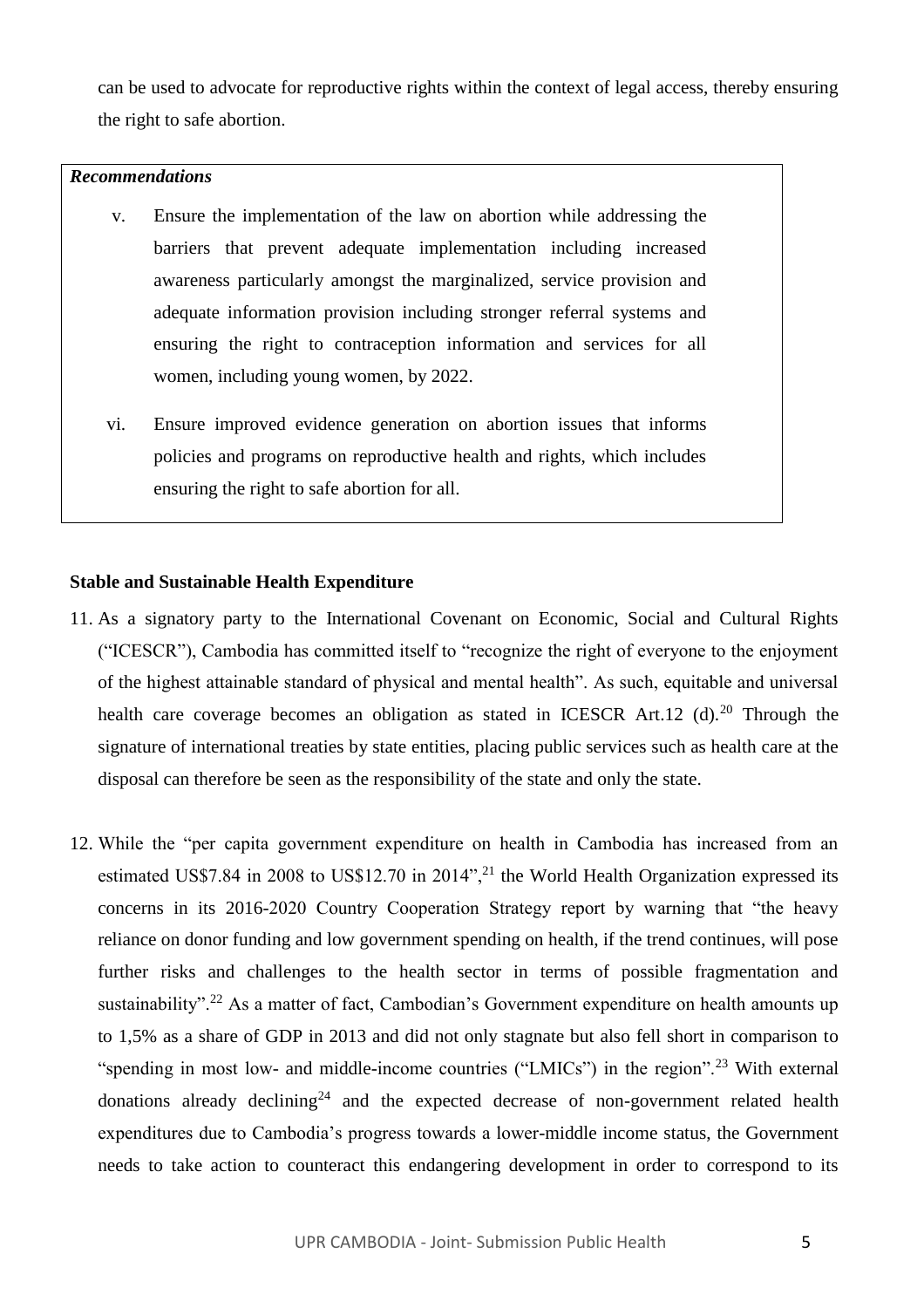can be used to advocate for reproductive rights within the context of legal access, thereby ensuring the right to safe abortion.

> ***Recommendations***
>
> v. Ensure the implementation of the law on abortion while addressing the barriers that prevent adequate implementation including increased awareness particularly amongst the marginalized, service provision and adequate information provision including stronger referral systems and ensuring the right to contraception information and services for all women, including young women, by 2022.
>
> vi. Ensure improved evidence generation on abortion issues that informs policies and programs on reproductive health and rights, which includes ensuring the right to safe abortion for all.

**Stable and Sustainable Health Expenditure**

11. As a signatory party to the International Covenant on Economic, Social and Cultural Rights ("ICESCR"), Cambodia has committed itself to "recognize the right of everyone to the enjoyment of the highest attainable standard of physical and mental health". As such, equitable and universal health care coverage becomes an obligation as stated in ICESCR Art.12 (d).[20] Through the signature of international treaties by state entities, placing public services such as health care at the disposal can therefore be seen as the responsibility of the state and only the state.

12. While the "per capita government expenditure on health in Cambodia has increased from an estimated US$7.84 in 2008 to US$12.70 in 2014",[21] the World Health Organization expressed its concerns in its 2016-2020 Country Cooperation Strategy report by warning that "the heavy reliance on donor funding and low government spending on health, if the trend continues, will pose further risks and challenges to the health sector in terms of possible fragmentation and sustainability".[22] As a matter of fact, Cambodian's Government expenditure on health amounts up to 1,5% as a share of GDP in 2013 and did not only stagnate but also fell short in comparison to "spending in most low- and middle-income countries ("LMICs") in the region".[23] With external donations already declining[24] and the expected decrease of non-government related health expenditures due to Cambodia's progress towards a lower-middle income status, the Government needs to take action to counteract this endangering development in order to correspond to its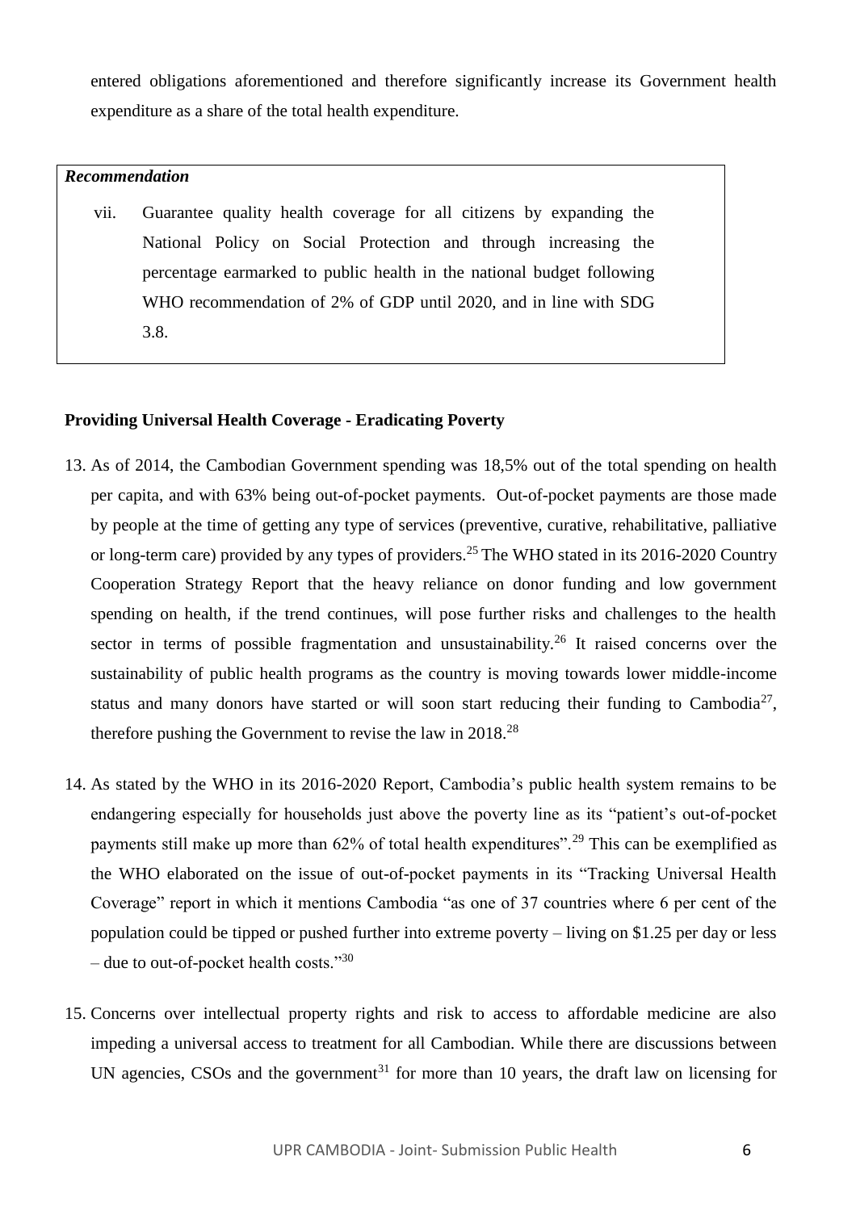entered obligations aforementioned and therefore significantly increase its Government health expenditure as a share of the total health expenditure.

> ***Recommendation***
>
> vii. Guarantee quality health coverage for all citizens by expanding the National Policy on Social Protection and through increasing the percentage earmarked to public health in the national budget following WHO recommendation of 2% of GDP until 2020, and in line with SDG 3.8.

**Providing Universal Health Coverage - Eradicating Poverty**

13. As of 2014, the Cambodian Government spending was 18,5% out of the total spending on health per capita, and with 63% being out-of-pocket payments. Out-of-pocket payments are those made by people at the time of getting any type of services (preventive, curative, rehabilitative, palliative or long-term care) provided by any types of providers.[25] The WHO stated in its 2016-2020 Country Cooperation Strategy Report that the heavy reliance on donor funding and low government spending on health, if the trend continues, will pose further risks and challenges to the health sector in terms of possible fragmentation and unsustainability.[26] It raised concerns over the sustainability of public health programs as the country is moving towards lower middle-income status and many donors have started or will soon start reducing their funding to Cambodia[27], therefore pushing the Government to revise the law in 2018.[28]

14. As stated by the WHO in its 2016-2020 Report, Cambodia's public health system remains to be endangering especially for households just above the poverty line as its "patient's out-of-pocket payments still make up more than 62% of total health expenditures".[29] This can be exemplified as the WHO elaborated on the issue of out-of-pocket payments in its "Tracking Universal Health Coverage" report in which it mentions Cambodia "as one of 37 countries where 6 per cent of the population could be tipped or pushed further into extreme poverty – living on $1.25 per day or less – due to out-of-pocket health costs."[30]

15. Concerns over intellectual property rights and risk to access to affordable medicine are also impeding a universal access to treatment for all Cambodian. While there are discussions between UN agencies, CSOs and the government[31] for more than 10 years, the draft law on licensing for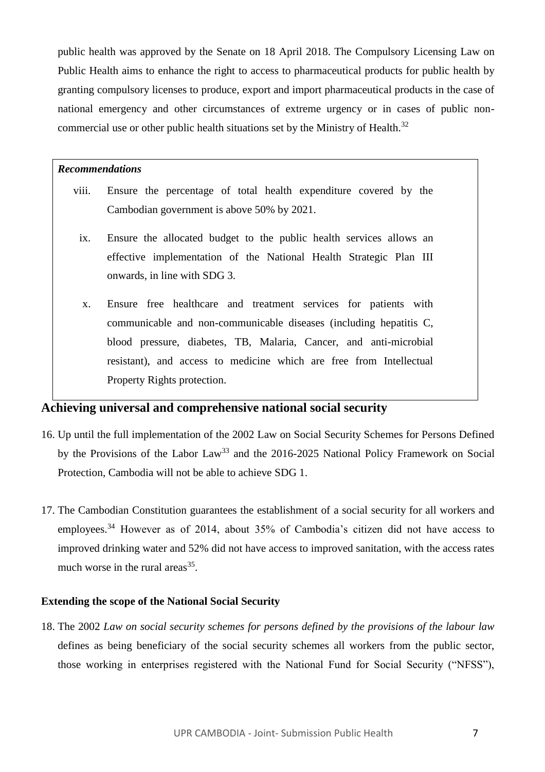public health was approved by the Senate on 18 April 2018. The Compulsory Licensing Law on Public Health aims to enhance the right to access to pharmaceutical products for public health by granting compulsory licenses to produce, export and import pharmaceutical products in the case of national emergency and other circumstances of extreme urgency or in cases of public non-commercial use or other public health situations set by the Ministry of Health.[32]

***Recommendations***

viii. Ensure the percentage of total health expenditure covered by the Cambodian government is above 50% by 2021.

ix. Ensure the allocated budget to the public health services allows an effective implementation of the National Health Strategic Plan III onwards, in line with SDG 3.

x. Ensure free healthcare and treatment services for patients with communicable and non-communicable diseases (including hepatitis C, blood pressure, diabetes, TB, Malaria, Cancer, and anti-microbial resistant), and access to medicine which are free from Intellectual Property Rights protection.

## Achieving universal and comprehensive national social security

16. Up until the full implementation of the 2002 Law on Social Security Schemes for Persons Defined by the Provisions of the Labor Law[33] and the 2016-2025 National Policy Framework on Social Protection, Cambodia will not be able to achieve SDG 1.

17. The Cambodian Constitution guarantees the establishment of a social security for all workers and employees.[34] However as of 2014, about 35% of Cambodia's citizen did not have access to improved drinking water and 52% did not have access to improved sanitation, with the access rates much worse in the rural areas[35].

### Extending the scope of the National Social Security

18. The 2002 *Law on social security schemes for persons defined by the provisions of the labour law* defines as being beneficiary of the social security schemes all workers from the public sector, those working in enterprises registered with the National Fund for Social Security ("NFSS"),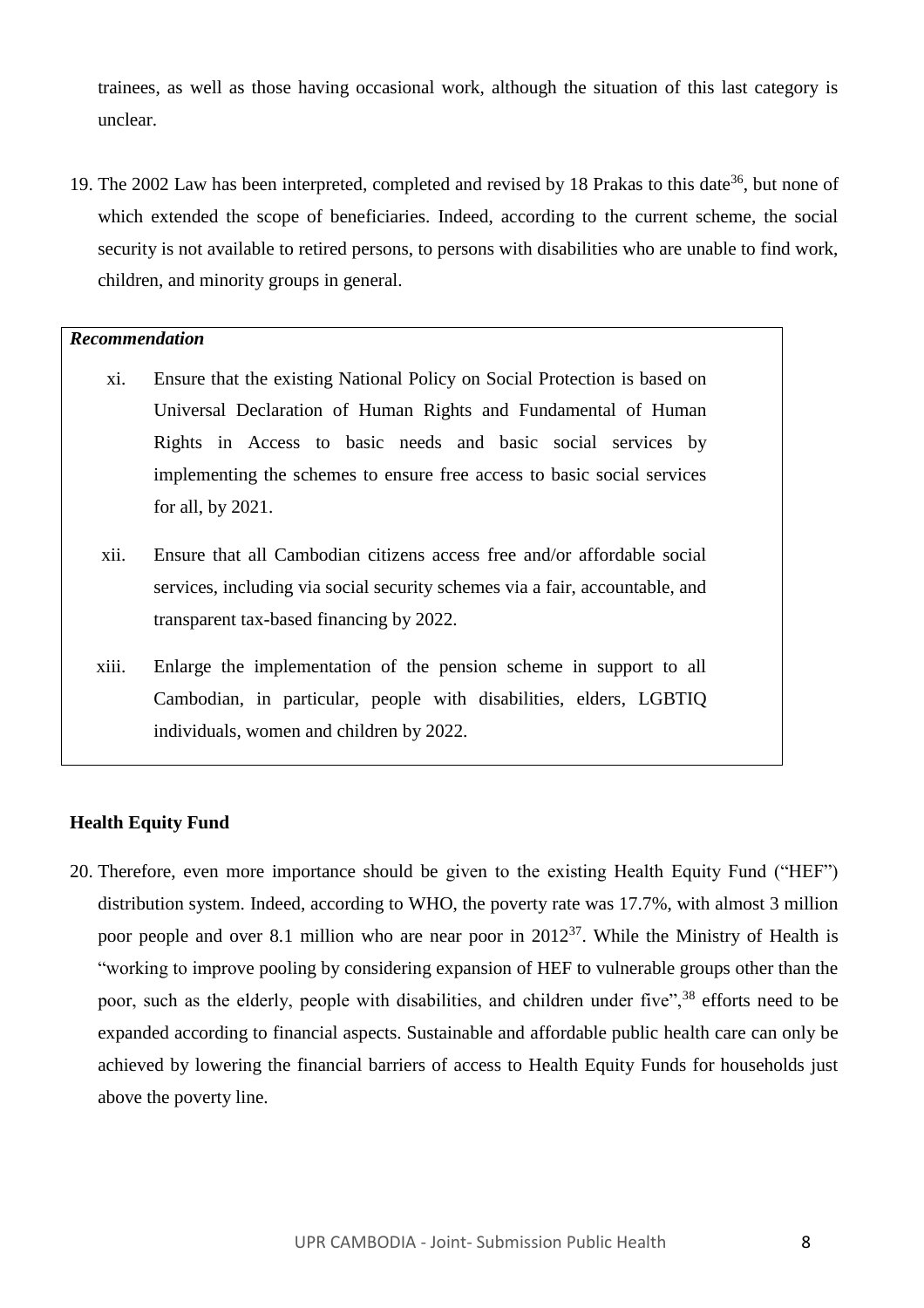trainees, as well as those having occasional work, although the situation of this last category is unclear.

19. The 2002 Law has been interpreted, completed and revised by 18 Prakas to this date[36], but none of which extended the scope of beneficiaries. Indeed, according to the current scheme, the social security is not available to retired persons, to persons with disabilities who are unable to find work, children, and minority groups in general.

***Recommendation***

xi. Ensure that the existing National Policy on Social Protection is based on Universal Declaration of Human Rights and Fundamental of Human Rights in Access to basic needs and basic social services by implementing the schemes to ensure free access to basic social services for all, by 2021.

xii. Ensure that all Cambodian citizens access free and/or affordable social services, including via social security schemes via a fair, accountable, and transparent tax-based financing by 2022.

xiii. Enlarge the implementation of the pension scheme in support to all Cambodian, in particular, people with disabilities, elders, LGBTIQ individuals, women and children by 2022.

**Health Equity Fund**

20. Therefore, even more importance should be given to the existing Health Equity Fund ("HEF") distribution system. Indeed, according to WHO, the poverty rate was 17.7%, with almost 3 million poor people and over 8.1 million who are near poor in 2012[37]. While the Ministry of Health is "working to improve pooling by considering expansion of HEF to vulnerable groups other than the poor, such as the elderly, people with disabilities, and children under five",[38] efforts need to be expanded according to financial aspects. Sustainable and affordable public health care can only be achieved by lowering the financial barriers of access to Health Equity Funds for households just above the poverty line.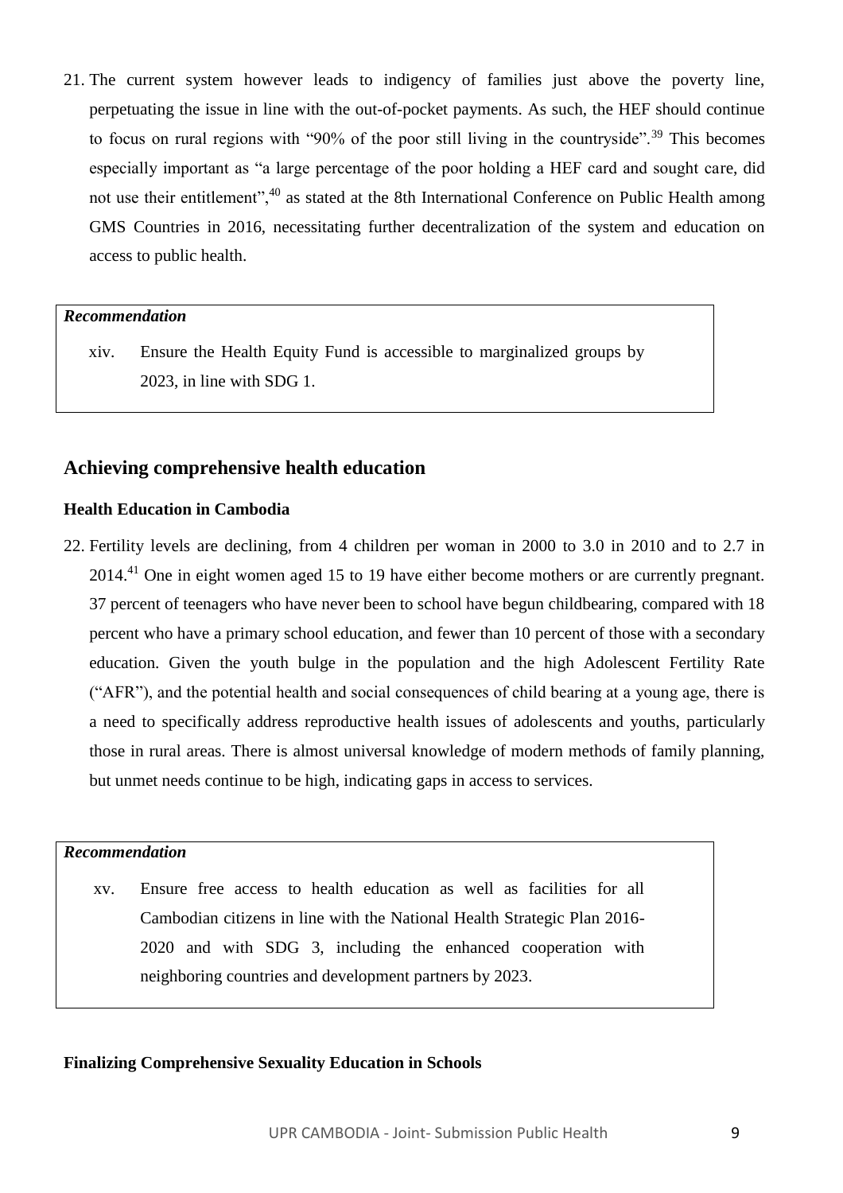21. The current system however leads to indigency of families just above the poverty line, perpetuating the issue in line with the out-of-pocket payments. As such, the HEF should continue to focus on rural regions with "90% of the poor still living in the countryside".[39] This becomes especially important as "a large percentage of the poor holding a HEF card and sought care, did not use their entitlement",[40] as stated at the 8th International Conference on Public Health among GMS Countries in 2016, necessitating further decentralization of the system and education on access to public health.

> ***Recommendation***
>
> xiv. Ensure the Health Equity Fund is accessible to marginalized groups by 2023, in line with SDG 1.

## Achieving comprehensive health education

### Health Education in Cambodia

22. Fertility levels are declining, from 4 children per woman in 2000 to 3.0 in 2010 and to 2.7 in 2014.[41] One in eight women aged 15 to 19 have either become mothers or are currently pregnant. 37 percent of teenagers who have never been to school have begun childbearing, compared with 18 percent who have a primary school education, and fewer than 10 percent of those with a secondary education. Given the youth bulge in the population and the high Adolescent Fertility Rate ("AFR"), and the potential health and social consequences of child bearing at a young age, there is a need to specifically address reproductive health issues of adolescents and youths, particularly those in rural areas. There is almost universal knowledge of modern methods of family planning, but unmet needs continue to be high, indicating gaps in access to services.

> ***Recommendation***
>
> xv. Ensure free access to health education as well as facilities for all Cambodian citizens in line with the National Health Strategic Plan 2016-2020 and with SDG 3, including the enhanced cooperation with neighboring countries and development partners by 2023.

### Finalizing Comprehensive Sexuality Education in Schools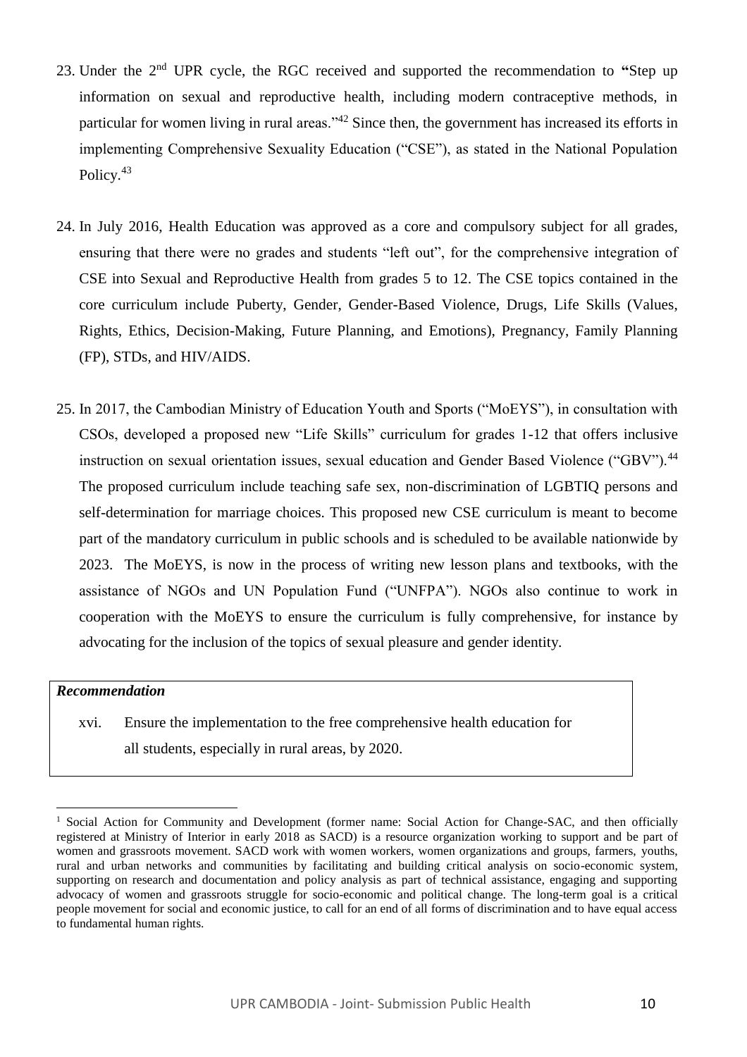23. Under the 2nd UPR cycle, the RGC received and supported the recommendation to **"**Step up information on sexual and reproductive health, including modern contraceptive methods, in particular for women living in rural areas."[42] Since then, the government has increased its efforts in implementing Comprehensive Sexuality Education ("CSE"), as stated in the National Population Policy.[43]

24. In July 2016, Health Education was approved as a core and compulsory subject for all grades, ensuring that there were no grades and students "left out", for the comprehensive integration of CSE into Sexual and Reproductive Health from grades 5 to 12. The CSE topics contained in the core curriculum include Puberty, Gender, Gender-Based Violence, Drugs, Life Skills (Values, Rights, Ethics, Decision-Making, Future Planning, and Emotions), Pregnancy, Family Planning (FP), STDs, and HIV/AIDS.

25. In 2017, the Cambodian Ministry of Education Youth and Sports ("MoEYS"), in consultation with CSOs, developed a proposed new "Life Skills" curriculum for grades 1-12 that offers inclusive instruction on sexual orientation issues, sexual education and Gender Based Violence ("GBV").[44] The proposed curriculum include teaching safe sex, non-discrimination of LGBTIQ persons and self-determination for marriage choices. This proposed new CSE curriculum is meant to become part of the mandatory curriculum in public schools and is scheduled to be available nationwide by 2023. The MoEYS, is now in the process of writing new lesson plans and textbooks, with the assistance of NGOs and UN Population Fund ("UNFPA"). NGOs also continue to work in cooperation with the MoEYS to ensure the curriculum is fully comprehensive, for instance by advocating for the inclusion of the topics of sexual pleasure and gender identity.

***Recommendation***

xvi. Ensure the implementation to the free comprehensive health education for all students, especially in rural areas, by 2020.

---

[1] Social Action for Community and Development (former name: Social Action for Change-SAC, and then officially registered at Ministry of Interior in early 2018 as SACD) is a resource organization working to support and be part of women and grassroots movement. SACD work with women workers, women organizations and groups, farmers, youths, rural and urban networks and communities by facilitating and building critical analysis on socio-economic system, supporting on research and documentation and policy analysis as part of technical assistance, engaging and supporting advocacy of women and grassroots struggle for socio-economic and political change. The long-term goal is a critical people movement for social and economic justice, to call for an end of all forms of discrimination and to have equal access to fundamental human rights.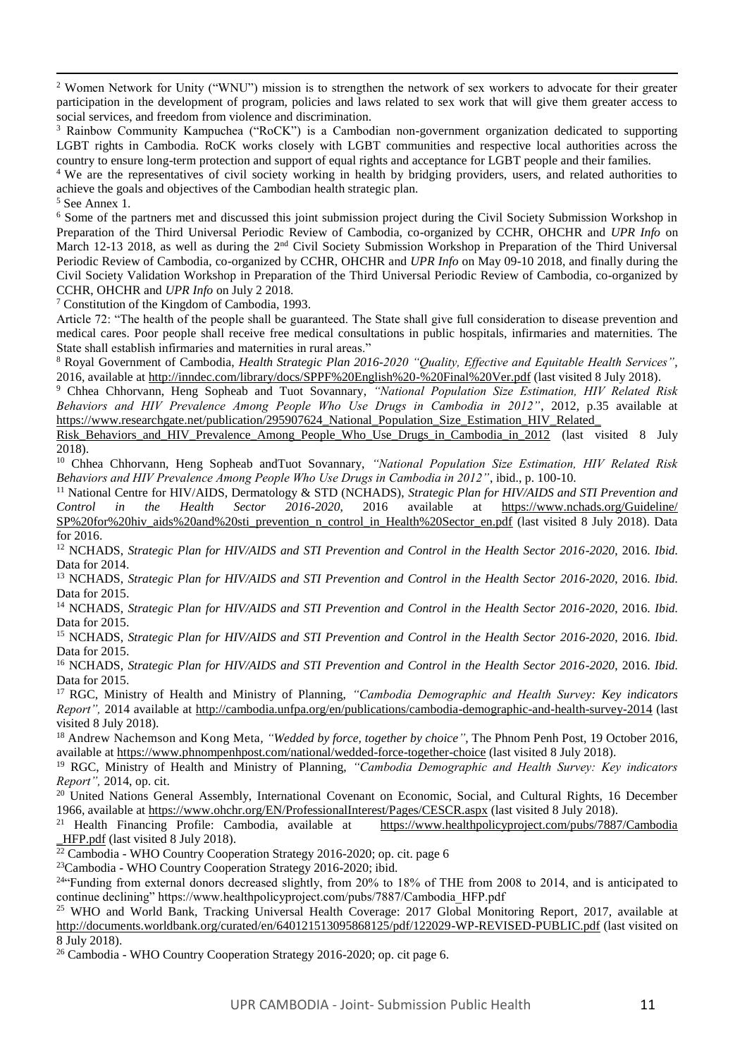[2] Women Network for Unity ("WNU") mission is to strengthen the network of sex workers to advocate for their greater participation in the development of program, policies and laws related to sex work that will give them greater access to social services, and freedom from violence and discrimination.

[3] Rainbow Community Kampuchea ("RoCK") is a Cambodian non-government organization dedicated to supporting LGBT rights in Cambodia. RoCK works closely with LGBT communities and respective local authorities across the country to ensure long-term protection and support of equal rights and acceptance for LGBT people and their families.

[4] We are the representatives of civil society working in health by bridging providers, users, and related authorities to achieve the goals and objectives of the Cambodian health strategic plan.

[5] See Annex 1.

[6] Some of the partners met and discussed this joint submission project during the Civil Society Submission Workshop in Preparation of the Third Universal Periodic Review of Cambodia, co-organized by CCHR, OHCHR and *UPR Info* on March 12-13 2018, as well as during the 2nd Civil Society Submission Workshop in Preparation of the Third Universal Periodic Review of Cambodia, co-organized by CCHR, OHCHR and *UPR Info* on May 09-10 2018, and finally during the Civil Society Validation Workshop in Preparation of the Third Universal Periodic Review of Cambodia, co-organized by CCHR, OHCHR and *UPR Info* on July 2 2018.

[7] Constitution of the Kingdom of Cambodia, 1993.
Article 72: "The health of the people shall be guaranteed. The State shall give full consideration to disease prevention and medical cares. Poor people shall receive free medical consultations in public hospitals, infirmaries and maternities. The State shall establish infirmaries and maternities in rural areas."

[8] Royal Government of Cambodia, *Health Strategic Plan 2016-2020 "Quality, Effective and Equitable Health Services"*, 2016, available at http://inndec.com/library/docs/SPPF%20English%20-%20Final%20Ver.pdf (last visited 8 July 2018).

[9] Chhea Chhorvann, Heng Sopheab and Tuot Sovannary, *"National Population Size Estimation, HIV Related Risk Behaviors and HIV Prevalence Among People Who Use Drugs in Cambodia in 2012"*, 2012, p.35 available at https://www.researchgate.net/publication/295907624_National_Population_Size_Estimation_HIV_Related_Risk_Behaviors_and_HIV_Prevalence_Among_People_Who_Use_Drugs_in_Cambodia_in_2012 (last visited 8 July 2018).

[10] Chhea Chhorvann, Heng Sopheab andTuot Sovannary, *"National Population Size Estimation, HIV Related Risk Behaviors and HIV Prevalence Among People Who Use Drugs in Cambodia in 2012"*, ibid., p. 100-10.

[11] National Centre for HIV/AIDS, Dermatology & STD (NCHADS), *Strategic Plan for HIV/AIDS and STI Prevention and Control in the Health Sector 2016-2020,* 2016 available at https://www.nchads.org/Guideline/SP%20for%20hiv_aids%20and%20sti_prevention_n_control_in_Health%20Sector_en.pdf (last visited 8 July 2018). Data for 2016.

[12] NCHADS, *Strategic Plan for HIV/AIDS and STI Prevention and Control in the Health Sector 2016-2020*, 2016. *Ibid.* Data for 2014.

[13] NCHADS, *Strategic Plan for HIV/AIDS and STI Prevention and Control in the Health Sector 2016-2020*, 2016. *Ibid.* Data for 2015.

[14] NCHADS, *Strategic Plan for HIV/AIDS and STI Prevention and Control in the Health Sector 2016-2020*, 2016. *Ibid.* Data for 2015.

[15] NCHADS, *Strategic Plan for HIV/AIDS and STI Prevention and Control in the Health Sector 2016-2020*, 2016. *Ibid.* Data for 2015.

[16] NCHADS, *Strategic Plan for HIV/AIDS and STI Prevention and Control in the Health Sector 2016-2020*, 2016. *Ibid.* Data for 2015.

[17] RGC, Ministry of Health and Ministry of Planning, *"Cambodia Demographic and Health Survey: Key indicators Report",* 2014 available at http://cambodia.unfpa.org/en/publications/cambodia-demographic-and-health-survey-2014 (last visited 8 July 2018).

[18] Andrew Nachemson and Kong Meta, *"Wedded by force, together by choice"*, The Phnom Penh Post, 19 October 2016, available at https://www.phnompenhpost.com/national/wedded-force-together-choice (last visited 8 July 2018).

[19] RGC, Ministry of Health and Ministry of Planning, *"Cambodia Demographic and Health Survey: Key indicators Report",* 2014, op. cit.

[20] United Nations General Assembly, International Covenant on Economic, Social, and Cultural Rights, 16 December 1966, available at https://www.ohchr.org/EN/ProfessionalInterest/Pages/CESCR.aspx (last visited 8 July 2018).

[21] Health Financing Profile: Cambodia, available at https://www.healthpolicyproject.com/pubs/7887/Cambodia_HFP.pdf (last visited 8 July 2018).

[22] Cambodia - WHO Country Cooperation Strategy 2016-2020; op. cit. page 6

[23] Cambodia - WHO Country Cooperation Strategy 2016-2020; ibid.

[24] "Funding from external donors decreased slightly, from 20% to 18% of THE from 2008 to 2014, and is anticipated to continue declining" https://www.healthpolicyproject.com/pubs/7887/Cambodia_HFP.pdf

[25] WHO and World Bank, Tracking Universal Health Coverage: 2017 Global Monitoring Report, 2017, available at http://documents.worldbank.org/curated/en/640121513095868125/pdf/122029-WP-REVISED-PUBLIC.pdf (last visited on 8 July 2018).

[26] Cambodia - WHO Country Cooperation Strategy 2016-2020; op. cit page 6.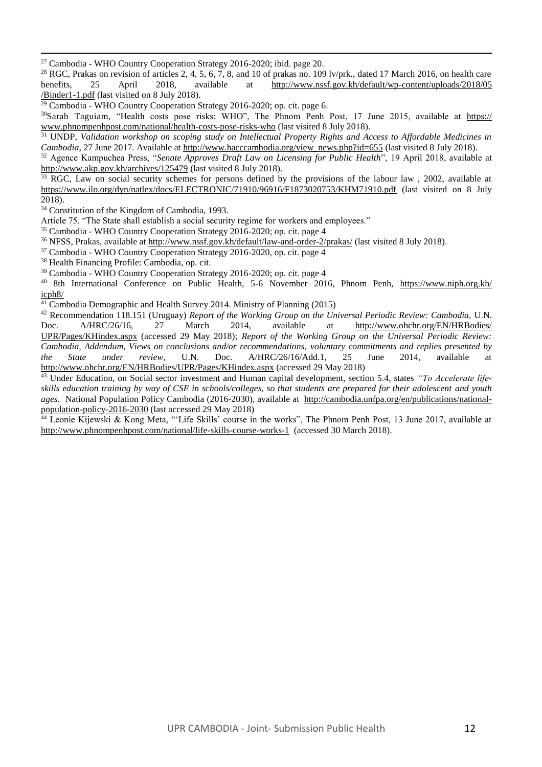[27] Cambodia - WHO Country Cooperation Strategy 2016-2020; ibid. page 20.

[28] RGC, Prakas on revision of articles 2, 4, 5, 6, 7, 8, and 10 of prakas no. 109 lv/prk., dated 17 March 2016, on health care benefits, 25 April 2018, available at http://www.nssf.gov.kh/default/wp-content/uploads/2018/05/Binder1-1.pdf (last visited on 8 July 2018).

[29] Cambodia - WHO Country Cooperation Strategy 2016-2020; op. cit. page 6.

[30] Sarah Taguiam, "Health costs pose risks: WHO", The Phnom Penh Post, 17 June 2015, available at https://www.phnompenhpost.com/national/health-costs-pose-risks-who (last visited 8 July 2018).

[31] UNDP, *Validation workshop on scoping study on Intellectual Property Rights and Access to Affordable Medicines in Cambodia*, 27 June 2017. Available at http://www.hacccambodia.org/view_news.php?id=655 (last visited 8 July 2018).

[32] Agence Kampuchea Press, "*Senate Approves Draft Law on Licensing for Public Health*", 19 April 2018, available at http://www.akp.gov.kh/archives/125479 (last visited 8 July 2018).

[33] RGC, Law on social security schemes for persons defined by the provisions of the labour law , 2002, available at https://www.ilo.org/dyn/natlex/docs/ELECTRONIC/71910/96916/F1873020753/KHM71910.pdf (last visited on 8 July 2018).

[34] Constitution of the Kingdom of Cambodia, 1993.

Article 75. "The State shall establish a social security regime for workers and employees."

[35] Cambodia - WHO Country Cooperation Strategy 2016-2020; op. cit. page 4

[36] NFSS, Prakas, available at http://www.nssf.gov.kh/default/law-and-order-2/prakas/ (last visited 8 July 2018).

[37] Cambodia - WHO Country Cooperation Strategy 2016-2020, op. cit. page 4

[38] Health Financing Profile: Cambodia, op. cit.

[39] Cambodia - WHO Country Cooperation Strategy 2016-2020; op. cit. page 4

[40] 8th International Conference on Public Health, 5-6 November 2016, Phnom Penh, https://www.niph.org.kh/icph8/

[41] Cambodia Demographic and Health Survey 2014. Ministry of Planning (2015)

[42] Recommendation 118.151 (Uruguay) *Report of the Working Group on the Universal Periodic Review: Cambodia*, U.N. Doc. A/HRC/26/16, 27 March 2014, available at http://www.ohchr.org/EN/HRBodies/UPR/Pages/KHindex.aspx (accessed 29 May 2018); *Report of the Working Group on the Universal Periodic Review: Cambodia, Addendum, Views on conclusions and/or recommendations, voluntary commitments and replies presented by the State under review*, U.N. Doc. A/HRC/26/16/Add.1, 25 June 2014, available at http://www.ohchr.org/EN/HRBodies/UPR/Pages/KHindex.aspx (accessed 29 May 2018)

[43] Under Education, on Social sector investment and Human capital development, section 5.4, states *"To Accelerate life-skills education training by way of CSE in schools/colleges, so that students are prepared for their adolescent and youth ages.* National Population Policy Cambodia (2016-2030), available at http://cambodia.unfpa.org/en/publications/national-population-policy-2016-2030 (last accessed 29 May 2018)

[44] Leonie Kijewski & Kong Meta, "'Life Skills' course in the works", The Phnom Penh Post, 13 June 2017, available at http://www.phnompenhpost.com/national/life-skills-course-works-1 (accessed 30 March 2018).